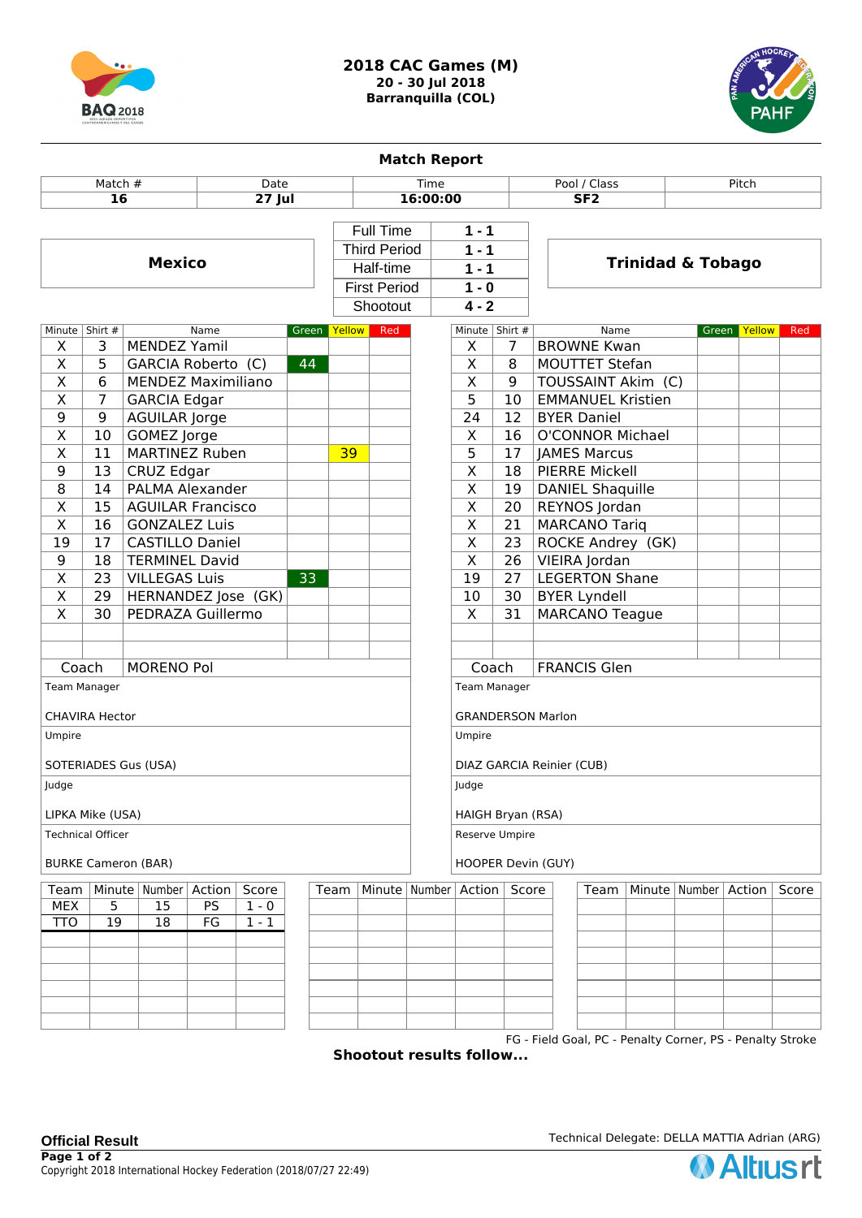# 2018 CAC Games (M)

**20 - 30 Jul 2018**
**Barranquilla (COL)**

## Match Report

| Match # | Date | Time | Pool / Class | Pitch |
|---|---|---|---|---|
| **16** | **27 Jul** | **16:00:00** | **SF2** | |

| Mexico | | | Trinidad & Tobago |
|---|---|---|---|
| | Full Time | **1 - 1** | |
| | Third Period | **1 - 1** | |
| | Half-time | **1 - 1** | |
| | First Period | **1 - 0** | |
| | Shootout | **4 - 2** | |

### Mexico

| Minute | Shirt # | Name | Green | Yellow | Red |
|---|---|---|---|---|---|
| X | 3 | MENDEZ Yamil | | | |
| X | 5 | GARCIA Roberto (C) | 44 | | |
| X | 6 | MENDEZ Maximiliano | | | |
| X | 7 | GARCIA Edgar | | | |
| 9 | 9 | AGUILAR Jorge | | | |
| X | 10 | GOMEZ Jorge | | | |
| X | 11 | MARTINEZ Ruben | | 39 | |
| 9 | 13 | CRUZ Edgar | | | |
| 8 | 14 | PALMA Alexander | | | |
| X | 15 | AGUILAR Francisco | | | |
| X | 16 | GONZALEZ Luis | | | |
| 19 | 17 | CASTILLO Daniel | | | |
| 9 | 18 | TERMINEL David | | | |
| X | 23 | VILLEGAS Luis | 33 | | |
| X | 29 | HERNANDEZ Jose (GK) | | | |
| X | 30 | PEDRAZA Guillermo | | | |

Coach: MORENO Pol

Team Manager: CHAVIRA Hector

Umpire: SOTERIADES Gus (USA)

Judge: LIPKA Mike (USA)

Technical Officer: BURKE Cameron (BAR)

### Trinidad & Tobago

| Minute | Shirt # | Name | Green | Yellow | Red |
|---|---|---|---|---|---|
| X | 7 | BROWNE Kwan | | | |
| X | 8 | MOUTTET Stefan | | | |
| X | 9 | TOUSSAINT Akim (C) | | | |
| 5 | 10 | EMMANUEL Kristien | | | |
| 24 | 12 | BYER Daniel | | | |
| X | 16 | O'CONNOR Michael | | | |
| 5 | 17 | JAMES Marcus | | | |
| X | 18 | PIERRE Mickell | | | |
| X | 19 | DANIEL Shaquille | | | |
| X | 20 | REYNOS Jordan | | | |
| X | 21 | MARCANO Tariq | | | |
| X | 23 | ROCKE Andrey (GK) | | | |
| X | 26 | VIEIRA Jordan | | | |
| 19 | 27 | LEGERTON Shane | | | |
| 10 | 30 | BYER Lyndell | | | |
| X | 31 | MARCANO Teague | | | |

Coach: FRANCIS Glen

Team Manager: GRANDERSON Marlon

Umpire: DIAZ GARCIA Reinier (CUB)

Judge: HAIGH Bryan (RSA)

Reserve Umpire: HOOPER Devin (GUY)

### Goals

| Team | Minute | Number | Action | Score |
|---|---|---|---|---|
| MEX | 5 | 15 | PS | 1 - 0 |
| TTO | 19 | 18 | FG | 1 - 1 |

FG - Field Goal, PC - Penalty Corner, PS - Penalty Stroke

**Shootout results follow...**

**Official Result**

Technical Delegate: DELLA MATTIA Adrian (ARG)

Copyright 2018 International Hockey Federation (2018/07/27 22:49)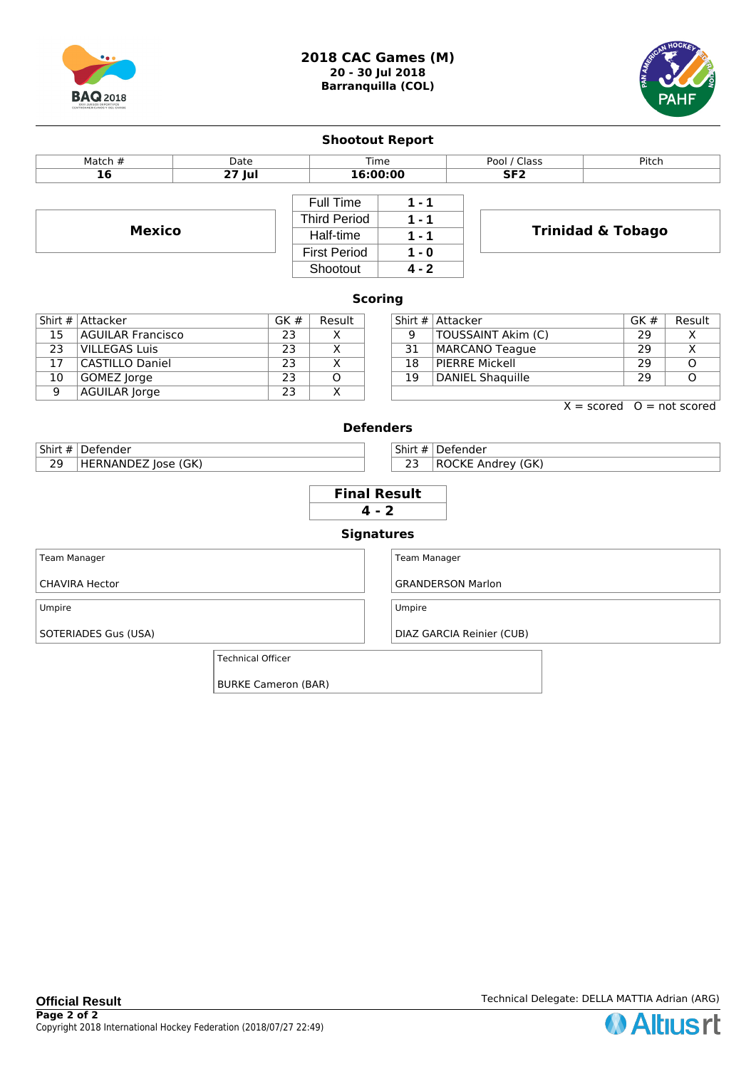# 2018 CAC Games (M)

**20 - 30 Jul 2018**
**Barranquilla (COL)**

## Shootout Report

| Match # | Date | Time | Pool / Class | Pitch |
|---|---|---|---|---|
| **16** | **27 Jul** | **16:00:00** | **SF2** | |

**Mexico** vs **Trinidad & Tobago**

| | |
|---|---|
| Full Time | **1 - 1** |
| Third Period | **1 - 1** |
| Half-time | **1 - 1** |
| First Period | **1 - 0** |
| Shootout | **4 - 2** |

### Scoring

**Mexico**

| Shirt # | Attacker | GK # | Result |
|---|---|---|---|
| 15 | AGUILAR Francisco | 23 | X |
| 23 | VILLEGAS Luis | 23 | X |
| 17 | CASTILLO Daniel | 23 | X |
| 10 | GOMEZ Jorge | 23 | O |
| 9 | AGUILAR Jorge | 23 | X |

**Trinidad & Tobago**

| Shirt # | Attacker | GK # | Result |
|---|---|---|---|
| 9 | TOUSSAINT Akim (C) | 29 | X |
| 31 | MARCANO Teague | 29 | X |
| 18 | PIERRE Mickell | 29 | O |
| 19 | DANIEL Shaquille | 29 | O |

X = scored O = not scored

### Defenders

**Mexico**

| Shirt # | Defender |
|---|---|
| 29 | HERNANDEZ Jose (GK) |

**Trinidad & Tobago**

| Shirt # | Defender |
|---|---|
| 23 | ROCKE Andrey (GK) |

| Final Result |
|---|
| **4 - 2** |

### Signatures

Team Manager
CHAVIRA Hector

Team Manager
GRANDERSON Marlon

Umpire
SOTERIADES Gus (USA)

Umpire
DIAZ GARCIA Reinier (CUB)

Technical Officer
BURKE Cameron (BAR)

**Official Result**

Technical Delegate: DELLA MATTIA Adrian (ARG)

Copyright 2018 International Hockey Federation (2018/07/27 22:49)